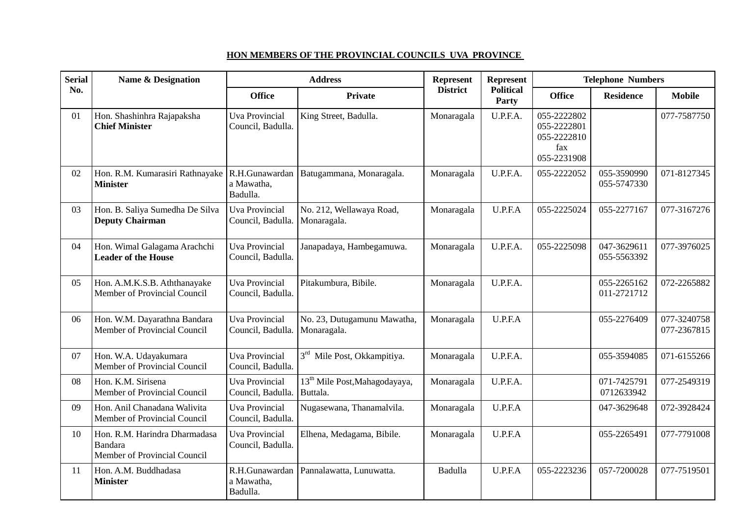**HON MEMBERS OF THE PROVINCIAL COUNCILS UVA PROVINCE**

| Serial No. | Name & Designation | Address | | Represent District | Represent Political Party | Telephone Numbers | | |
|---|---|---|---|---|---|---|---|---|
| | | Office | Private | | | Office | Residence | Mobile |
| 01 | Hon. Shashinhra Rajapaksha **Chief Minister** | Uva Provincial Council, Badulla. | King Street, Badulla. | Monaragala | U.P.F.A. | 055-2222802 055-2222801 055-2222810 fax 055-2231908 | | 077-7587750 |
| 02 | Hon. R.M. Kumarasiri Rathnayake **Minister** | R.H.Gunawardana Mawatha, Badulla. | Batugammana, Monaragala. | Monaragala | U.P.F.A. | 055-2222052 | 055-3590990 055-5747330 | 071-8127345 |
| 03 | Hon. B. Saliya Sumedha De Silva **Deputy Chairman** | Uva Provincial Council, Badulla. | No. 212, Wellawaya Road, Monaragala. | Monaragala | U.P.F.A | 055-2225024 | 055-2277167 | 077-3167276 |
| 04 | Hon. Wimal Galagama Arachchi **Leader of the House** | Uva Provincial Council, Badulla. | Janapadaya, Hambegamuwa. | Monaragala | U.P.F.A. | 055-2225098 | 047-3629611 055-5563392 | 077-3976025 |
| 05 | Hon. A.M.K.S.B. Aththanayake Member of Provincial Council | Uva Provincial Council, Badulla. | Pitakumbura, Bibile. | Monaragala | U.P.F.A. | | 055-2265162 011-2721712 | 072-2265882 |
| 06 | Hon. W.M. Dayarathna Bandara Member of Provincial Council | Uva Provincial Council, Badulla. | No. 23, Dutugamunu Mawatha, Monaragala. | Monaragala | U.P.F.A | | 055-2276409 | 077-3240758 077-2367815 |
| 07 | Hon. W.A. Udayakumara Member of Provincial Council | Uva Provincial Council, Badulla. | 3rd Mile Post, Okkampitiya. | Monaragala | U.P.F.A. | | 055-3594085 | 071-6155266 |
| 08 | Hon. K.M. Sirisena Member of Provincial Council | Uva Provincial Council, Badulla. | 13th Mile Post,Mahagodayaya, Buttala. | Monaragala | U.P.F.A. | | 071-7425791 0712633942 | 077-2549319 |
| 09 | Hon. Anil Chanadana Walivita Member of Provincial Council | Uva Provincial Council, Badulla. | Nugasewana, Thanamalvila. | Monaragala | U.P.F.A | | 047-3629648 | 072-3928424 |
| 10 | Hon. R.M. Harindra Dharmadasa Bandara Member of Provincial Council | Uva Provincial Council, Badulla. | Elhena, Medagama, Bibile. | Monaragala | U.P.F.A | | 055-2265491 | 077-7791008 |
| 11 | Hon. A.M. Buddhadasa **Minister** | R.H.Gunawardana Mawatha, Badulla. | Pannalawatta, Lunuwatta. | Badulla | U.P.F.A | 055-2223236 | 057-7200028 | 077-7519501 |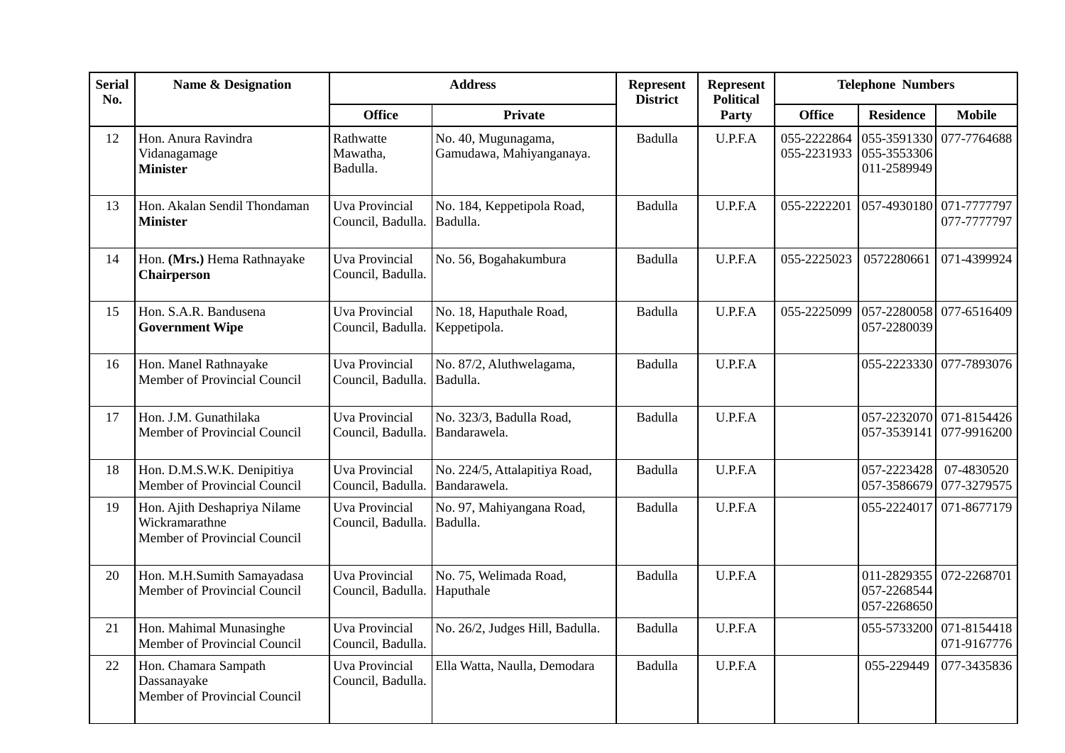| Serial No. | Name & Designation | Address | | Represent District | Represent Political Party | Telephone Numbers | | |
|---|---|---|---|---|---|---|---|---|
| | | Office | Private | | | Office | Residence | Mobile |
| 12 | Hon. Anura Ravindra Vidanagamage **Minister** | Rathwatte Mawatha, Badulla. | No. 40, Mugunagama, Gamudawa, Mahiyanganaya. | Badulla | U.P.F.A | 055-2222864 055-2231933 | 055-3591330 055-3553306 011-2589949 | 077-7764688 |
| 13 | Hon. Akalan Sendil Thondaman **Minister** | Uva Provincial Council, Badulla. | No. 184, Keppetipola Road, Badulla. | Badulla | U.P.F.A | 055-2222201 | 057-4930180 | 071-7777797 077-7777797 |
| 14 | Hon. **(Mrs.)** Hema Rathnayake **Chairperson** | Uva Provincial Council, Badulla. | No. 56, Bogahakumbura | Badulla | U.P.F.A | 055-2225023 | 0572280661 | 071-4399924 |
| 15 | Hon. S.A.R. Bandusena **Government Wipe** | Uva Provincial Council, Badulla. | No. 18, Haputhale Road, Keppetipola. | Badulla | U.P.F.A | 055-2225099 | 057-2280058 057-2280039 | 077-6516409 |
| 16 | Hon. Manel Rathnayake Member of Provincial Council | Uva Provincial Council, Badulla. | No. 87/2, Aluthwelagama, Badulla. | Badulla | U.P.F.A | | 055-2223330 | 077-7893076 |
| 17 | Hon. J.M. Gunathilaka Member of Provincial Council | Uva Provincial Council, Badulla. | No. 323/3, Badulla Road, Bandarawela. | Badulla | U.P.F.A | | 057-2232070 057-3539141 | 071-8154426 077-9916200 |
| 18 | Hon. D.M.S.W.K. Denipitiya Member of Provincial Council | Uva Provincial Council, Badulla. | No. 224/5, Attalapitiya Road, Bandarawela. | Badulla | U.P.F.A | | 057-2223428 057-3586679 | 07-4830520 077-3279575 |
| 19 | Hon. Ajith Deshapriya Nilame Wickramarathne Member of Provincial Council | Uva Provincial Council, Badulla. | No. 97, Mahiyangana Road, Badulla. | Badulla | U.P.F.A | | 055-2224017 | 071-8677179 |
| 20 | Hon. M.H.Sumith Samayadasa Member of Provincial Council | Uva Provincial Council, Badulla. | No. 75, Welimada Road, Haputhale | Badulla | U.P.F.A | | 011-2829355 057-2268544 057-2268650 | 072-2268701 |
| 21 | Hon. Mahimal Munasinghe Member of Provincial Council | Uva Provincial Council, Badulla. | No. 26/2, Judges Hill, Badulla. | Badulla | U.P.F.A | | 055-5733200 | 071-8154418 071-9167776 |
| 22 | Hon. Chamara Sampath Dassanayake Member of Provincial Council | Uva Provincial Council, Badulla. | Ella Watta, Naulla, Demodara | Badulla | U.P.F.A | | 055-229449 | 077-3435836 |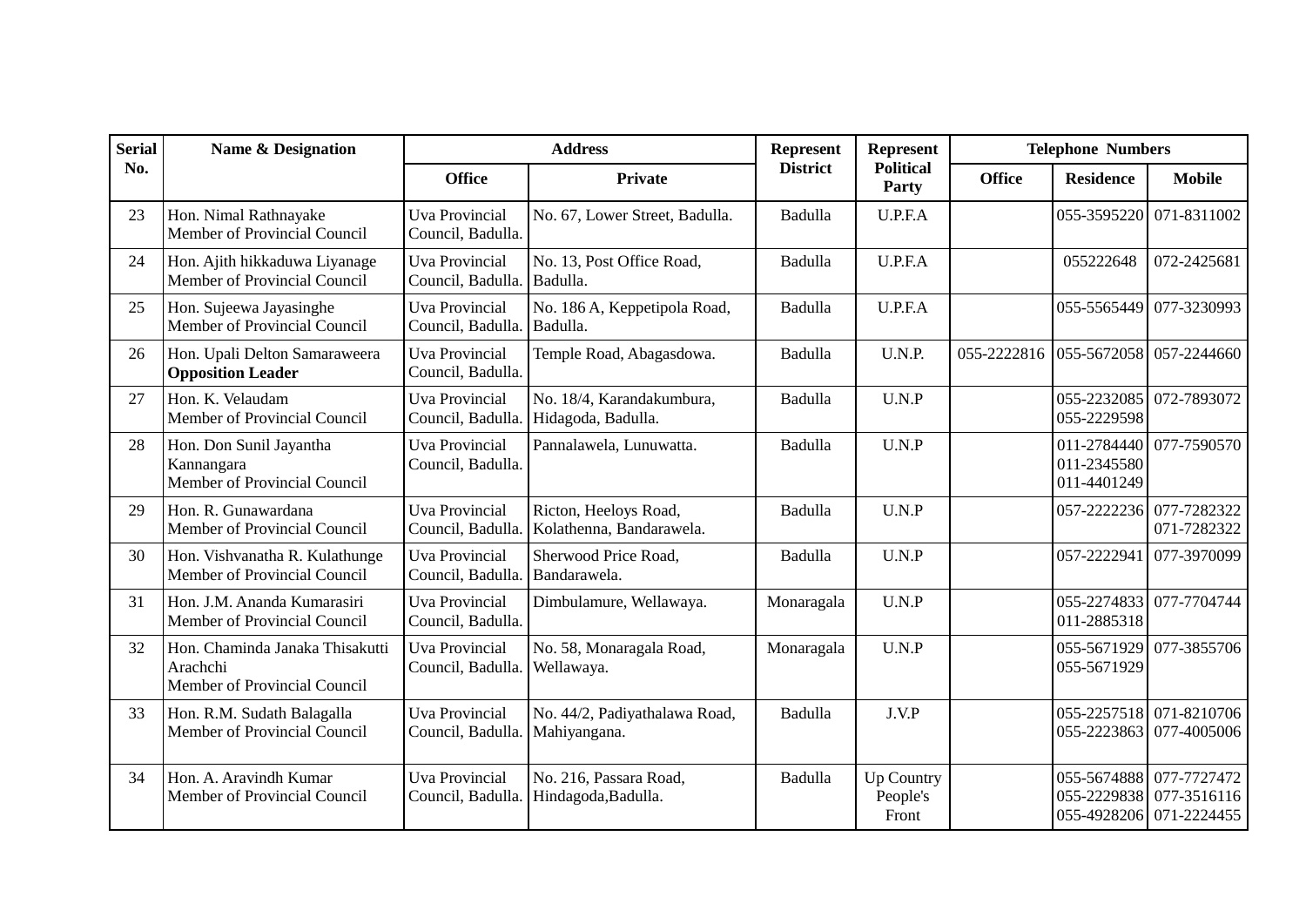| Serial No. | Name & Designation | Address | | Represent District | Represent Political Party | Telephone Numbers | | |
|---|---|---|---|---|---|---|---|---|
| | | Office | Private | | | Office | Residence | Mobile |
| 23 | Hon. Nimal Rathnayake<br>Member of Provincial Council | Uva Provincial Council, Badulla. | No. 67, Lower Street, Badulla. | Badulla | U.P.F.A | | 055-3595220 | 071-8311002 |
| 24 | Hon. Ajith hikkaduwa Liyanage<br>Member of Provincial Council | Uva Provincial Council, Badulla. | No. 13, Post Office Road, Badulla. | Badulla | U.P.F.A | | 055222648 | 072-2425681 |
| 25 | Hon. Sujeewa Jayasinghe<br>Member of Provincial Council | Uva Provincial Council, Badulla. | No. 186 A, Keppetipola Road, Badulla. | Badulla | U.P.F.A | | 055-5565449 | 077-3230993 |
| 26 | Hon. Upali Delton Samaraweera<br>**Opposition Leader** | Uva Provincial Council, Badulla. | Temple Road, Abagasdowa. | Badulla | U.N.P. | 055-2222816 | 055-5672058 | 057-2244660 |
| 27 | Hon. K. Velaudam<br>Member of Provincial Council | Uva Provincial Council, Badulla. | No. 18/4, Karandakumbura, Hidagoda, Badulla. | Badulla | U.N.P | | 055-2232085<br>055-2229598 | 072-7893072 |
| 28 | Hon. Don Sunil Jayantha Kannangara<br>Member of Provincial Council | Uva Provincial Council, Badulla. | Pannalawela, Lunuwatta. | Badulla | U.N.P | | 011-2784440<br>011-2345580<br>011-4401249 | 077-7590570 |
| 29 | Hon. R. Gunawardana<br>Member of Provincial Council | Uva Provincial Council, Badulla. | Ricton, Heeloys Road, Kolathenna, Bandarawela. | Badulla | U.N.P | | 057-2222236 | 077-7282322<br>071-7282322 |
| 30 | Hon. Vishvanatha R. Kulathunge<br>Member of Provincial Council | Uva Provincial Council, Badulla. | Sherwood Price Road, Bandarawela. | Badulla | U.N.P | | 057-2222941 | 077-3970099 |
| 31 | Hon. J.M. Ananda Kumarasiri<br>Member of Provincial Council | Uva Provincial Council, Badulla. | Dimbulamure, Wellawaya. | Monaragala | U.N.P | | 055-2274833<br>011-2885318 | 077-7704744 |
| 32 | Hon. Chaminda Janaka Thisakutti Arachchi<br>Member of Provincial Council | Uva Provincial Council, Badulla. | No. 58, Monaragala Road, Wellawaya. | Monaragala | U.N.P | | 055-5671929<br>055-5671929 | 077-3855706 |
| 33 | Hon. R.M. Sudath Balagalla<br>Member of Provincial Council | Uva Provincial Council, Badulla. | No. 44/2, Padiyathalawa Road, Mahiyangana. | Badulla | J.V.P | | 055-2257518<br>055-2223863 | 071-8210706<br>077-4005006 |
| 34 | Hon. A. Aravindh Kumar<br>Member of Provincial Council | Uva Provincial Council, Badulla. | No. 216, Passara Road, Hindagoda,Badulla. | Badulla | Up Country People's Front | | 055-5674888<br>055-2229838<br>055-4928206 | 077-7727472<br>077-3516116<br>071-2224455 |